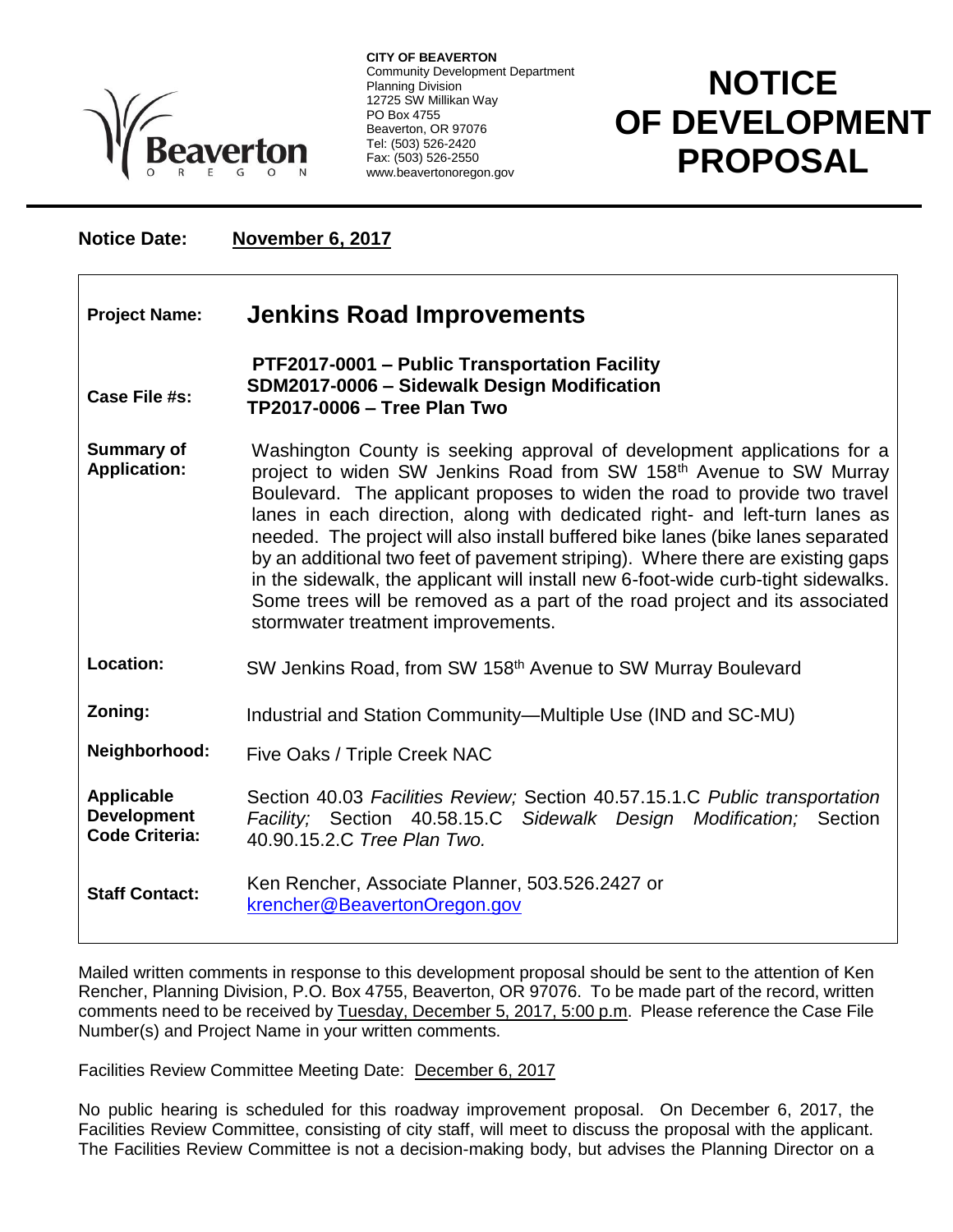CITY OF BEAVERTON
Community Development Department
Planning Division
12725 SW Millikan Way
PO Box 4755
Beaverton, OR 97076
Tel: (503) 526-2420
Fax: (503) 526-2550
www.beavertonoregon.gov

# NOTICE OF DEVELOPMENT PROPOSAL

**Notice Date:** **November 6, 2017**

| | |
|---|---|
| **Project Name:** | **Jenkins Road Improvements** |
| **Case File #s:** | **PTF2017-0001 – Public Transportation Facility**<br>**SDM2017-0006 – Sidewalk Design Modification**<br>**TP2017-0006 – Tree Plan Two** |
| **Summary of Application:** | Washington County is seeking approval of development applications for a project to widen SW Jenkins Road from SW 158th Avenue to SW Murray Boulevard. The applicant proposes to widen the road to provide two travel lanes in each direction, along with dedicated right- and left-turn lanes as needed. The project will also install buffered bike lanes (bike lanes separated by an additional two feet of pavement striping). Where there are existing gaps in the sidewalk, the applicant will install new 6-foot-wide curb-tight sidewalks. Some trees will be removed as a part of the road project and its associated stormwater treatment improvements. |
| **Location:** | SW Jenkins Road, from SW 158th Avenue to SW Murray Boulevard |
| **Zoning:** | Industrial and Station Community—Multiple Use (IND and SC-MU) |
| **Neighborhood:** | Five Oaks / Triple Creek NAC |
| **Applicable Development Code Criteria:** | Section 40.03 *Facilities Review;* Section 40.57.15.1.C *Public transportation Facility;* Section 40.58.15.C *Sidewalk Design Modification;* Section 40.90.15.2.C *Tree Plan Two.* |
| **Staff Contact:** | Ken Rencher, Associate Planner, 503.526.2427 or krencher@BeavertonOregon.gov |

Mailed written comments in response to this development proposal should be sent to the attention of Ken Rencher, Planning Division, P.O. Box 4755, Beaverton, OR 97076. To be made part of the record, written comments need to be received by Tuesday, December 5, 2017, 5:00 p.m. Please reference the Case File Number(s) and Project Name in your written comments.

Facilities Review Committee Meeting Date: December 6, 2017

No public hearing is scheduled for this roadway improvement proposal. On December 6, 2017, the Facilities Review Committee, consisting of city staff, will meet to discuss the proposal with the applicant. The Facilities Review Committee is not a decision-making body, but advises the Planning Director on a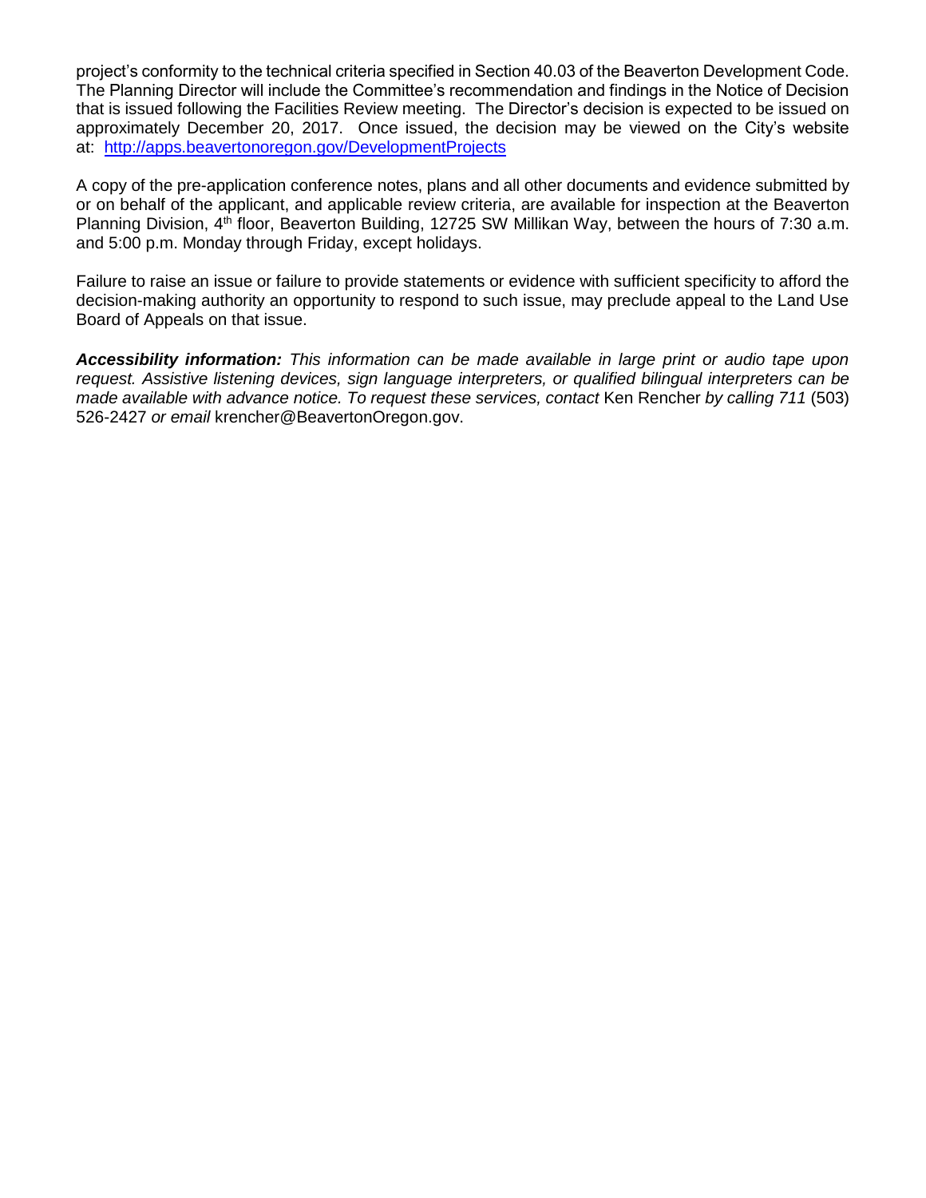project's conformity to the technical criteria specified in Section 40.03 of the Beaverton Development Code. The Planning Director will include the Committee's recommendation and findings in the Notice of Decision that is issued following the Facilities Review meeting. The Director's decision is expected to be issued on approximately December 20, 2017. Once issued, the decision may be viewed on the City's website at: [http://apps.beavertonoregon.gov/DevelopmentProjects](http://apps.beavertonoregon.gov/DevelopmentProjects)

A copy of the pre-application conference notes, plans and all other documents and evidence submitted by or on behalf of the applicant, and applicable review criteria, are available for inspection at the Beaverton Planning Division, 4th floor, Beaverton Building, 12725 SW Millikan Way, between the hours of 7:30 a.m. and 5:00 p.m. Monday through Friday, except holidays.

Failure to raise an issue or failure to provide statements or evidence with sufficient specificity to afford the decision-making authority an opportunity to respond to such issue, may preclude appeal to the Land Use Board of Appeals on that issue.

***Accessibility information:*** *This information can be made available in large print or audio tape upon request. Assistive listening devices, sign language interpreters, or qualified bilingual interpreters can be made available with advance notice. To request these services, contact* Ken Rencher *by calling 711* (503) 526-2427 *or email* krencher@BeavertonOregon.gov.